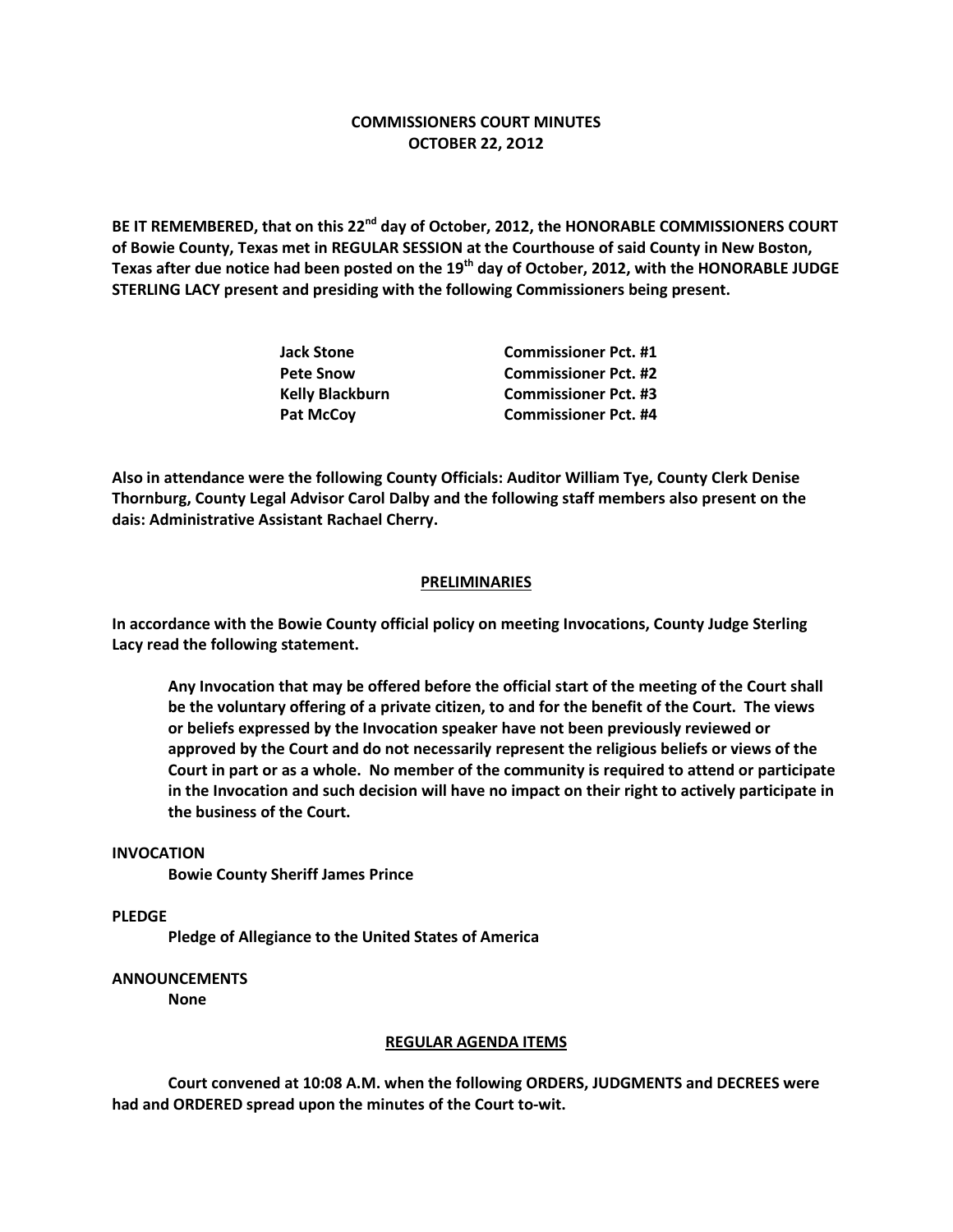# COMMISSIONERS COURT MINUTES
## OCTOBER 22, 2O12

**BE IT REMEMBERED, that on this 22nd day of October, 2012, the HONORABLE COMMISSIONERS COURT of Bowie County, Texas met in REGULAR SESSION at the Courthouse of said County in New Boston, Texas after due notice had been posted on the 19th day of October, 2012, with the HONORABLE JUDGE STERLING LACY present and presiding with the following Commissioners being present.**

| | |
|---|---|
| **Jack Stone** | **Commissioner Pct. #1** |
| **Pete Snow** | **Commissioner Pct. #2** |
| **Kelly Blackburn** | **Commissioner Pct. #3** |
| **Pat McCoy** | **Commissioner Pct. #4** |

**Also in attendance were the following County Officials: Auditor William Tye, County Clerk Denise Thornburg, County Legal Advisor Carol Dalby and the following staff members also present on the dais: Administrative Assistant Rachael Cherry.**

## PRELIMINARIES

**In accordance with the Bowie County official policy on meeting Invocations, County Judge Sterling Lacy read the following statement.**

> **Any Invocation that may be offered before the official start of the meeting of the Court shall be the voluntary offering of a private citizen, to and for the benefit of the Court. The views or beliefs expressed by the Invocation speaker have not been previously reviewed or approved by the Court and do not necessarily represent the religious beliefs or views of the Court in part or as a whole. No member of the community is required to attend or participate in the Invocation and such decision will have no impact on their right to actively participate in the business of the Court.**

**INVOCATION**

**Bowie County Sheriff James Prince**

**PLEDGE**

**Pledge of Allegiance to the United States of America**

**ANNOUNCEMENTS**

**None**

## REGULAR AGENDA ITEMS

**Court convened at 10:08 A.M. when the following ORDERS, JUDGMENTS and DECREES were had and ORDERED spread upon the minutes of the Court to-wit.**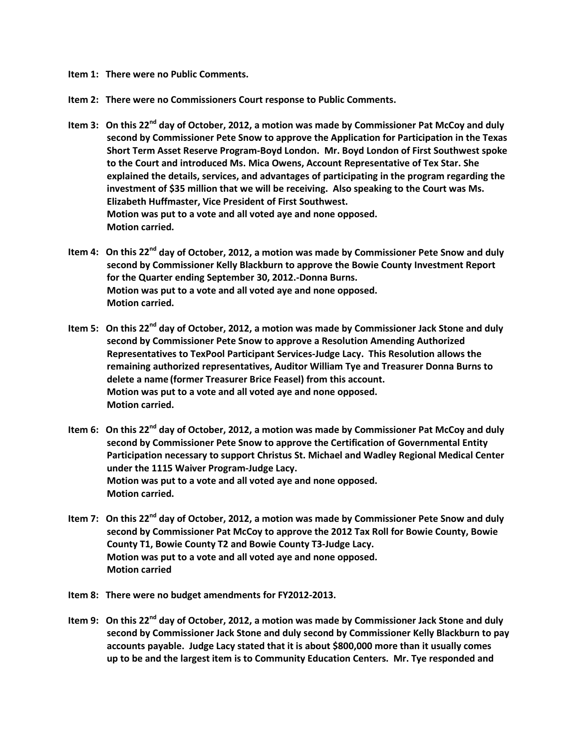**Item 1: There were no Public Comments.**

**Item 2: There were no Commissioners Court response to Public Comments.**

**Item 3: On this 22nd day of October, 2012, a motion was made by Commissioner Pat McCoy and duly second by Commissioner Pete Snow to approve the Application for Participation in the Texas Short Term Asset Reserve Program-Boyd London. Mr. Boyd London of First Southwest spoke to the Court and introduced Ms. Mica Owens, Account Representative of Tex Star. She explained the details, services, and advantages of participating in the program regarding the investment of $35 million that we will be receiving. Also speaking to the Court was Ms. Elizabeth Huffmaster, Vice President of First Southwest.**
**Motion was put to a vote and all voted aye and none opposed.**
**Motion carried.**

**Item 4: On this 22nd day of October, 2012, a motion was made by Commissioner Pete Snow and duly second by Commissioner Kelly Blackburn to approve the Bowie County Investment Report for the Quarter ending September 30, 2012.-Donna Burns.**
**Motion was put to a vote and all voted aye and none opposed.**
**Motion carried.**

**Item 5: On this 22nd day of October, 2012, a motion was made by Commissioner Jack Stone and duly second by Commissioner Pete Snow to approve a Resolution Amending Authorized Representatives to TexPool Participant Services-Judge Lacy. This Resolution allows the remaining authorized representatives, Auditor William Tye and Treasurer Donna Burns to delete a name (former Treasurer Brice Feasel) from this account.**
**Motion was put to a vote and all voted aye and none opposed.**
**Motion carried.**

**Item 6: On this 22nd day of October, 2012, a motion was made by Commissioner Pat McCoy and duly second by Commissioner Pete Snow to approve the Certification of Governmental Entity Participation necessary to support Christus St. Michael and Wadley Regional Medical Center under the 1115 Waiver Program-Judge Lacy.**
**Motion was put to a vote and all voted aye and none opposed.**
**Motion carried.**

**Item 7: On this 22nd day of October, 2012, a motion was made by Commissioner Pete Snow and duly second by Commissioner Pat McCoy to approve the 2012 Tax Roll for Bowie County, Bowie County T1, Bowie County T2 and Bowie County T3-Judge Lacy.**
**Motion was put to a vote and all voted aye and none opposed.**
**Motion carried**

**Item 8: There were no budget amendments for FY2012-2013.**

**Item 9: On this 22nd day of October, 2012, a motion was made by Commissioner Jack Stone and duly second by Commissioner Jack Stone and duly second by Commissioner Kelly Blackburn to pay accounts payable. Judge Lacy stated that it is about $800,000 more than it usually comes up to be and the largest item is to Community Education Centers. Mr. Tye responded and**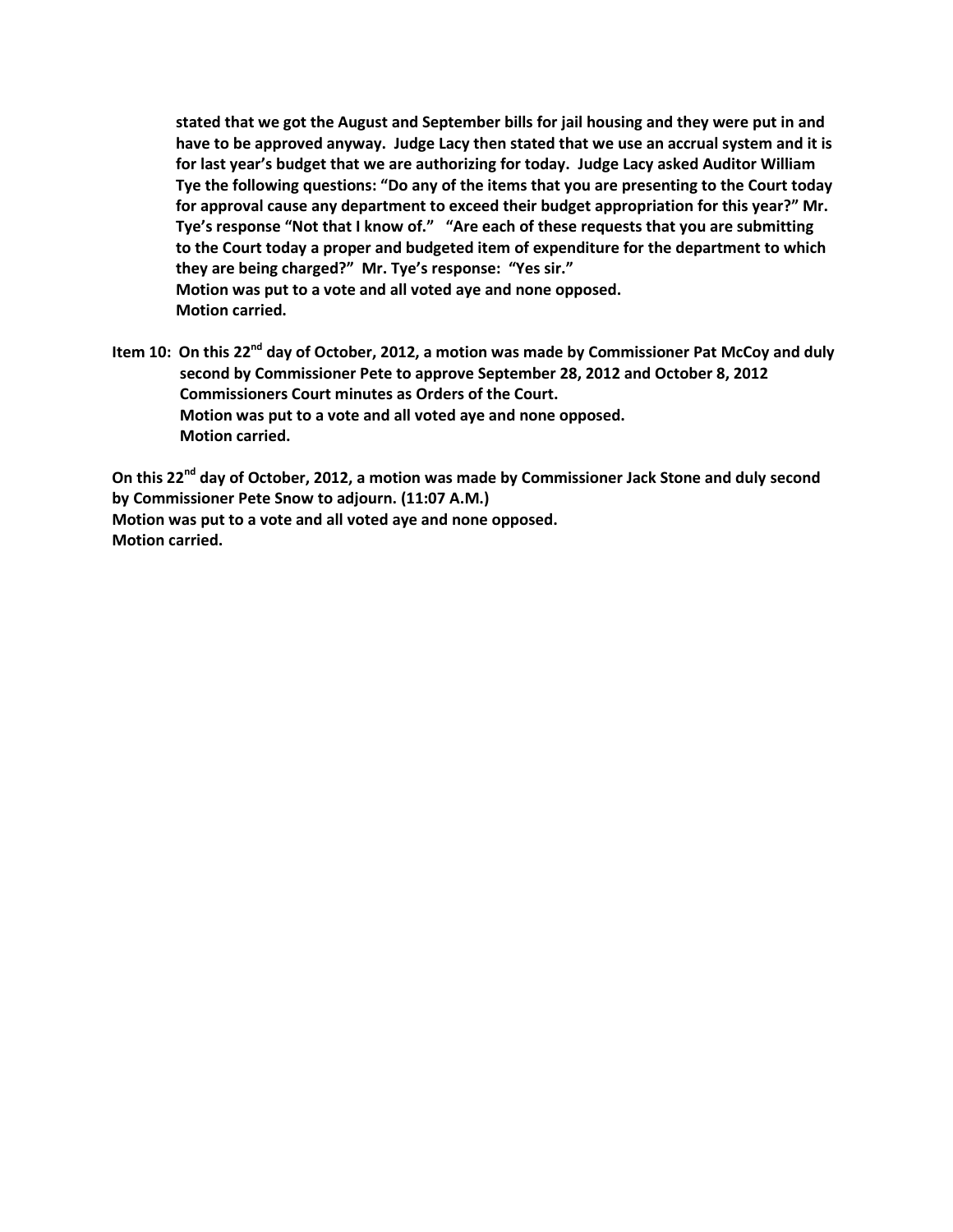**stated that we got the August and September bills for jail housing and they were put in and have to be approved anyway. Judge Lacy then stated that we use an accrual system and it is for last year's budget that we are authorizing for today. Judge Lacy asked Auditor William Tye the following questions: "Do any of the items that you are presenting to the Court today for approval cause any department to exceed their budget appropriation for this year?" Mr. Tye's response "Not that I know of." "Are each of these requests that you are submitting to the Court today a proper and budgeted item of expenditure for the department to which they are being charged?" Mr. Tye's response: "Yes sir."**
**Motion was put to a vote and all voted aye and none opposed.**
**Motion carried.**

**Item 10: On this 22nd day of October, 2012, a motion was made by Commissioner Pat McCoy and duly second by Commissioner Pete to approve September 28, 2012 and October 8, 2012 Commissioners Court minutes as Orders of the Court.**
**Motion was put to a vote and all voted aye and none opposed.**
**Motion carried.**

**On this 22nd day of October, 2012, a motion was made by Commissioner Jack Stone and duly second by Commissioner Pete Snow to adjourn. (11:07 A.M.)**
**Motion was put to a vote and all voted aye and none opposed.**
**Motion carried.**